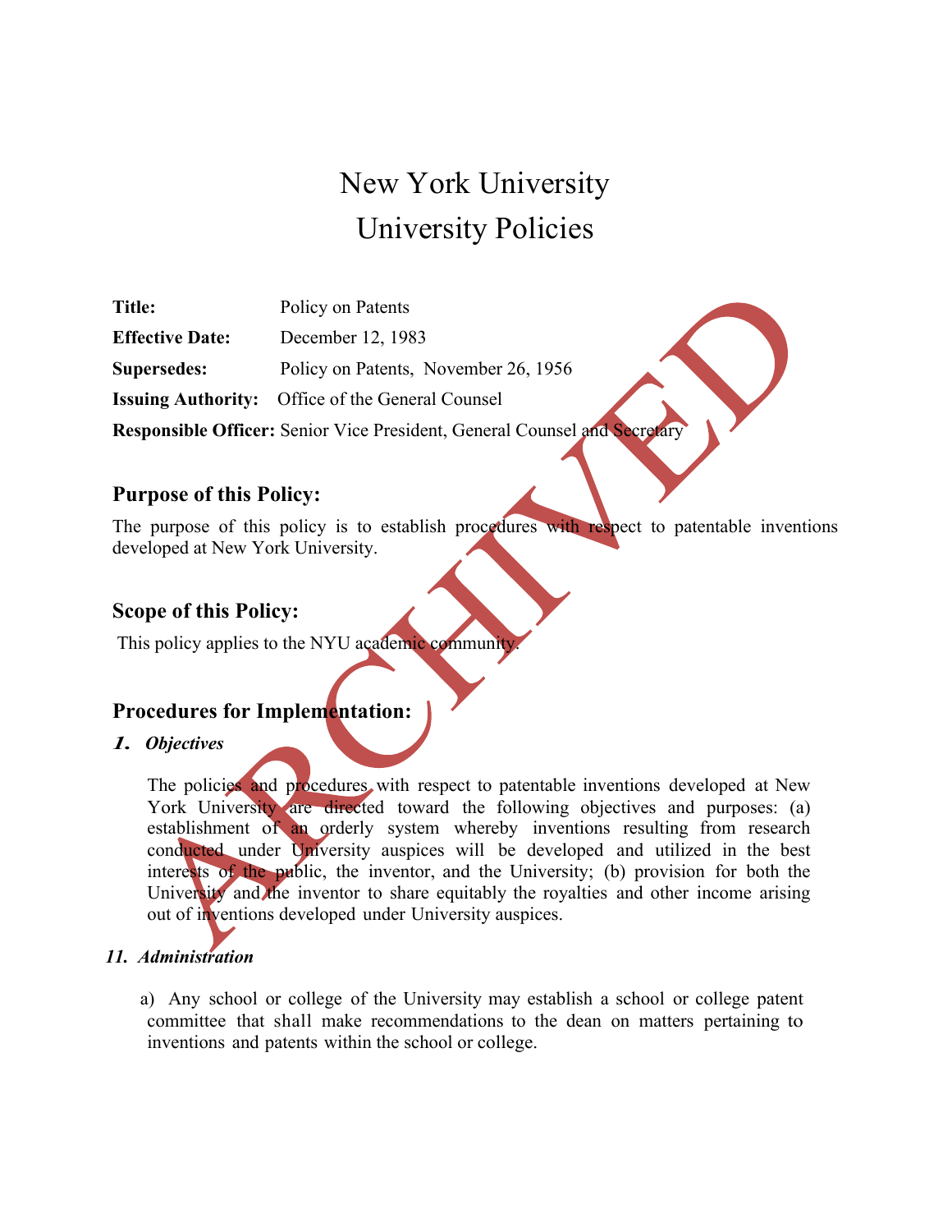# New York University
# University Policies

**Title:** Policy on Patents

**Effective Date:** December 12, 1983

**Supersedes:** Policy on Patents, November 26, 1956

**Issuing Authority:** Office of the General Counsel

**Responsible Officer:** Senior Vice President, General Counsel and Secretary

ARCHIVED

## Purpose of this Policy:

The purpose of this policy is to establish procedures with respect to patentable inventions developed at New York University.

## Scope of this Policy:

This policy applies to the NYU academic community.

## Procedures for Implementation:

### *1. Objectives*

The policies and procedures with respect to patentable inventions developed at New York University are directed toward the following objectives and purposes: (a) establishment of an orderly system whereby inventions resulting from research conducted under University auspices will be developed and utilized in the best interests of the public, the inventor, and the University; (b) provision for both the University and the inventor to share equitably the royalties and other income arising out of inventions developed under University auspices.

### *11. Administration*

a) Any school or college of the University may establish a school or college patent committee that shall make recommendations to the dean on matters pertaining to inventions and patents within the school or college.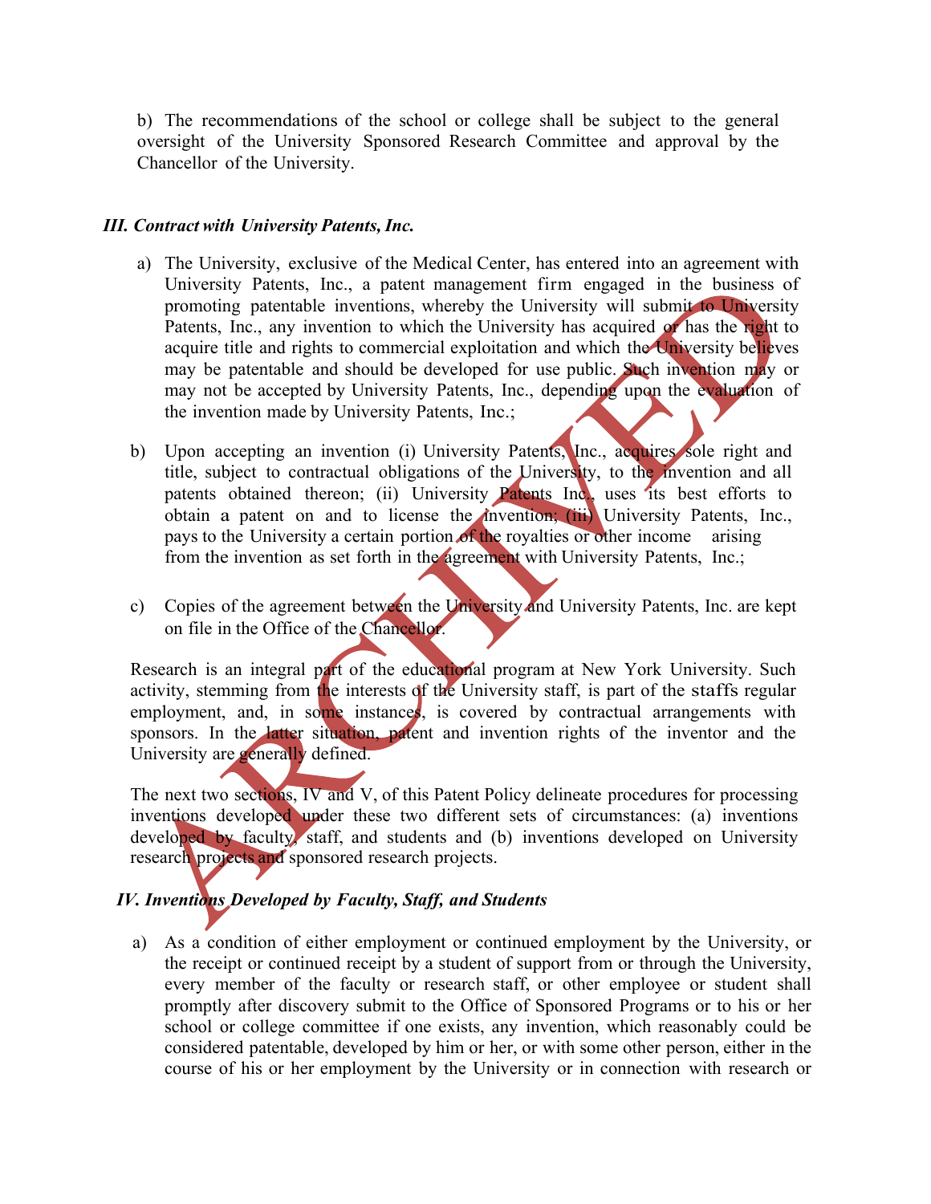b) The recommendations of the school or college shall be subject to the general oversight of the University Sponsored Research Committee and approval by the Chancellor of the University.

### *III. Contract with University Patents, Inc.*

a) The University, exclusive of the Medical Center, has entered into an agreement with University Patents, Inc., a patent management firm engaged in the business of promoting patentable inventions, whereby the University will submit to University Patents, Inc., any invention to which the University has acquired or has the right to acquire title and rights to commercial exploitation and which the University believes may be patentable and should be developed for use public. Such invention may or may not be accepted by University Patents, Inc., depending upon the evaluation of the invention made by University Patents, Inc.;

b) Upon accepting an invention (i) University Patents, Inc., acquires sole right and title, subject to contractual obligations of the University, to the invention and all patents obtained thereon; (ii) University Patents Inc., uses its best efforts to obtain a patent on and to license the invention; (iii) University Patents, Inc., pays to the University a certain portion of the royalties or other income arising from the invention as set forth in the agreement with University Patents, Inc.;

c) Copies of the agreement between the University and University Patents, Inc. are kept on file in the Office of the Chancellor.

Research is an integral part of the educational program at New York University. Such activity, stemming from the interests of the University staff, is part of the staffs regular employment, and, in some instances, is covered by contractual arrangements with sponsors. In the latter situation, patent and invention rights of the inventor and the University are generally defined.

The next two sections, IV and V, of this Patent Policy delineate procedures for processing inventions developed under these two different sets of circumstances: (a) inventions developed by faculty, staff, and students and (b) inventions developed on University research projects and sponsored research projects.

### *IV. Inventions Developed by Faculty, Staff, and Students*

a) As a condition of either employment or continued employment by the University, or the receipt or continued receipt by a student of support from or through the University, every member of the faculty or research staff, or other employee or student shall promptly after discovery submit to the Office of Sponsored Programs or to his or her school or college committee if one exists, any invention, which reasonably could be considered patentable, developed by him or her, or with some other person, either in the course of his or her employment by the University or in connection with research or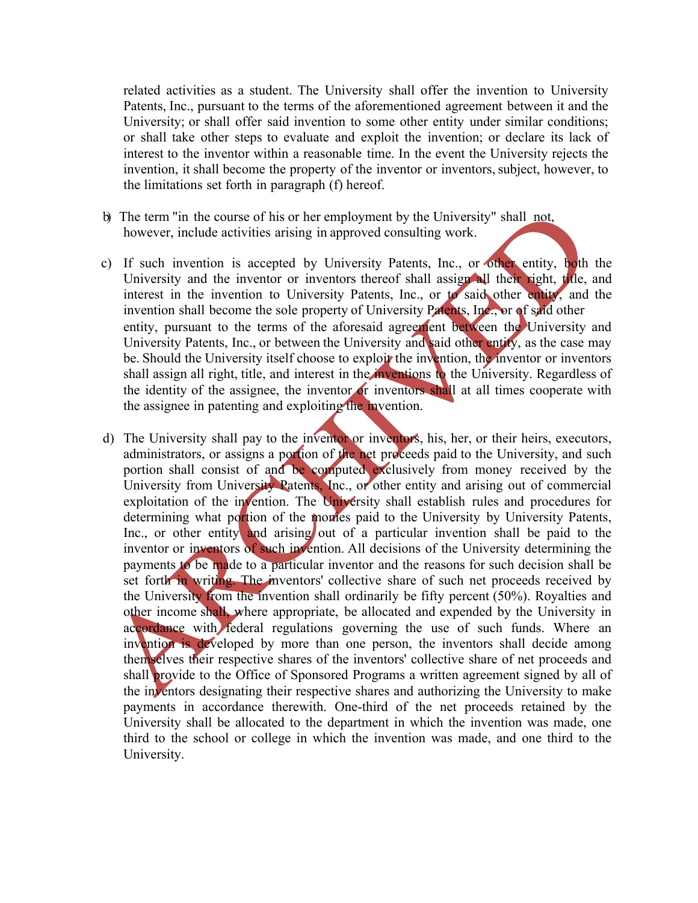related activities as a student. The University shall offer the invention to University Patents, Inc., pursuant to the terms of the aforementioned agreement between it and the University; or shall offer said invention to some other entity under similar conditions; or shall take other steps to evaluate and exploit the invention; or declare its lack of interest to the inventor within a reasonable time. In the event the University rejects the invention, it shall become the property of the inventor or inventors, subject, however, to the limitations set forth in paragraph (f) hereof.

b) The term "in the course of his or her employment by the University" shall not, however, include activities arising in approved consulting work.

c) If such invention is accepted by University Patents, Inc., or other entity, both the University and the inventor or inventors thereof shall assign all their right, title, and interest in the invention to University Patents, Inc., or to said other entity, and the invention shall become the sole property of University Patents, Inc., or of said other entity, pursuant to the terms of the aforesaid agreement between the University and University Patents, Inc., or between the University and said other entity, as the case may be. Should the University itself choose to exploit the invention, the inventor or inventors shall assign all right, title, and interest in the inventions to the University. Regardless of the identity of the assignee, the inventor or inventors shall at all times cooperate with the assignee in patenting and exploiting the invention.

d) The University shall pay to the inventor or inventors, his, her, or their heirs, executors, administrators, or assigns a portion of the net proceeds paid to the University, and such portion shall consist of and be computed exclusively from money received by the University from University Patents, Inc., or other entity and arising out of commercial exploitation of the invention. The University shall establish rules and procedures for determining what portion of the monies paid to the University by University Patents, Inc., or other entity and arising out of a particular invention shall be paid to the inventor or inventors of such invention. All decisions of the University determining the payments to be made to a particular inventor and the reasons for such decision shall be set forth in writing. The inventors' collective share of such net proceeds received by the University from the invention shall ordinarily be fifty percent (50%). Royalties and other income shall, where appropriate, be allocated and expended by the University in accordance with federal regulations governing the use of such funds. Where an invention is developed by more than one person, the inventors shall decide among themselves their respective shares of the inventors' collective share of net proceeds and shall provide to the Office of Sponsored Programs a written agreement signed by all of the inventors designating their respective shares and authorizing the University to make payments in accordance therewith. One-third of the net proceeds retained by the University shall be allocated to the department in which the invention was made, one third to the school or college in which the invention was made, and one third to the University.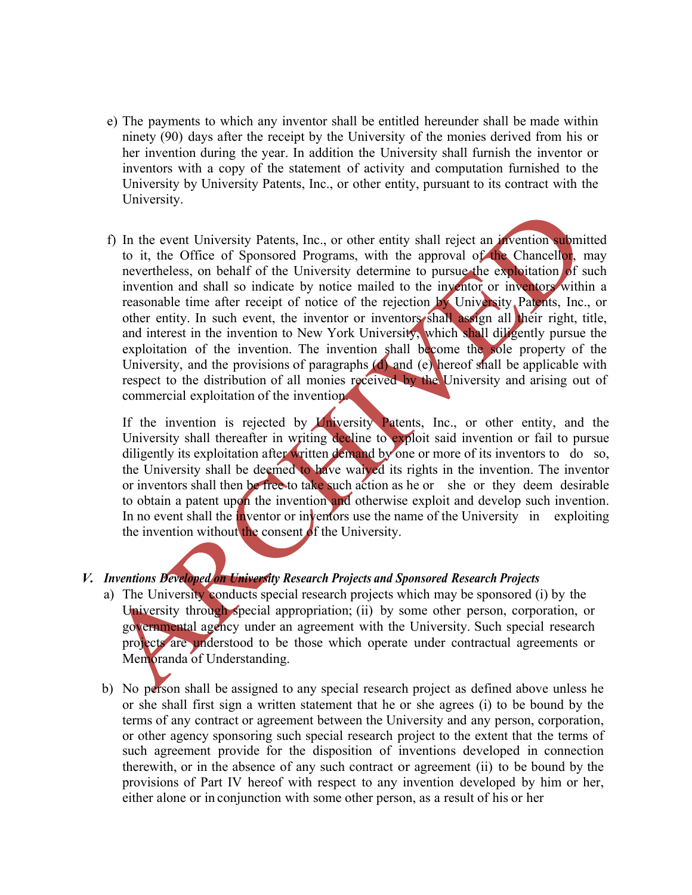e) The payments to which any inventor shall be entitled hereunder shall be made within ninety (90) days after the receipt by the University of the monies derived from his or her invention during the year. In addition the University shall furnish the inventor or inventors with a copy of the statement of activity and computation furnished to the University by University Patents, Inc., or other entity, pursuant to its contract with the University.

f) In the event University Patents, Inc., or other entity shall reject an invention submitted to it, the Office of Sponsored Programs, with the approval of the Chancellor, may nevertheless, on behalf of the University determine to pursue the exploitation of such invention and shall so indicate by notice mailed to the inventor or inventors within a reasonable time after receipt of notice of the rejection by University Patents, Inc., or other entity. In such event, the inventor or inventors shall assign all their right, title, and interest in the invention to New York University, which shall diligently pursue the exploitation of the invention. The invention shall become the sole property of the University, and the provisions of paragraphs (d) and (e) hereof shall be applicable with respect to the distribution of all monies received by the University and arising out of commercial exploitation of the invention.

   If the invention is rejected by University Patents, Inc., or other entity, and the University shall thereafter in writing decline to exploit said invention or fail to pursue diligently its exploitation after written demand by one or more of its inventors to do so, the University shall be deemed to have waived its rights in the invention. The inventor or inventors shall then be free to take such action as he or she or they deem desirable to obtain a patent upon the invention and otherwise exploit and develop such invention. In no event shall the inventor or inventors use the name of the University in exploiting the invention without the consent of the University.

### V. *Inventions Developed on University Research Projects and Sponsored Research Projects*

a) The University conducts special research projects which may be sponsored (i) by the University through special appropriation; (ii) by some other person, corporation, or governmental agency under an agreement with the University. Such special research projects are understood to be those which operate under contractual agreements or Memoranda of Understanding.

b) No person shall be assigned to any special research project as defined above unless he or she shall first sign a written statement that he or she agrees (i) to be bound by the terms of any contract or agreement between the University and any person, corporation, or other agency sponsoring such special research project to the extent that the terms of such agreement provide for the disposition of inventions developed in connection therewith, or in the absence of any such contract or agreement (ii) to be bound by the provisions of Part IV hereof with respect to any invention developed by him or her, either alone or in conjunction with some other person, as a result of his or her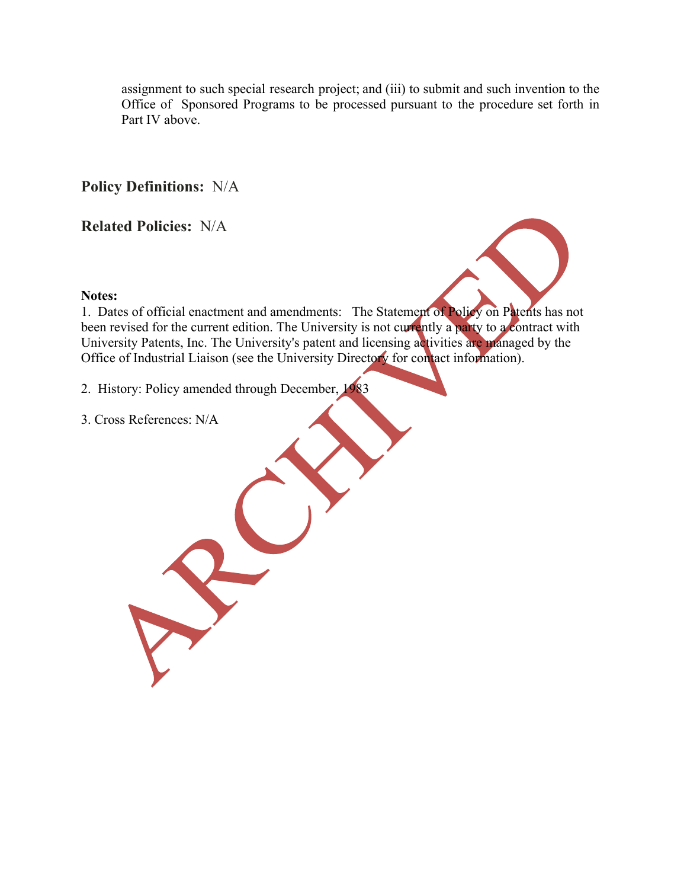assignment to such special research project; and (iii) to submit and such invention to the Office of Sponsored Programs to be processed pursuant to the procedure set forth in Part IV above.

**Policy Definitions:** N/A

**Related Policies:** N/A

**Notes:**

1. Dates of official enactment and amendments: The Statement of Policy on Patents has not been revised for the current edition. The University is not currently a party to a contract with University Patents, Inc. The University's patent and licensing activities are managed by the Office of Industrial Liaison (see the University Directory for contact information).

2. History: Policy amended through December, 1983

3. Cross References: N/A

ARCHIVED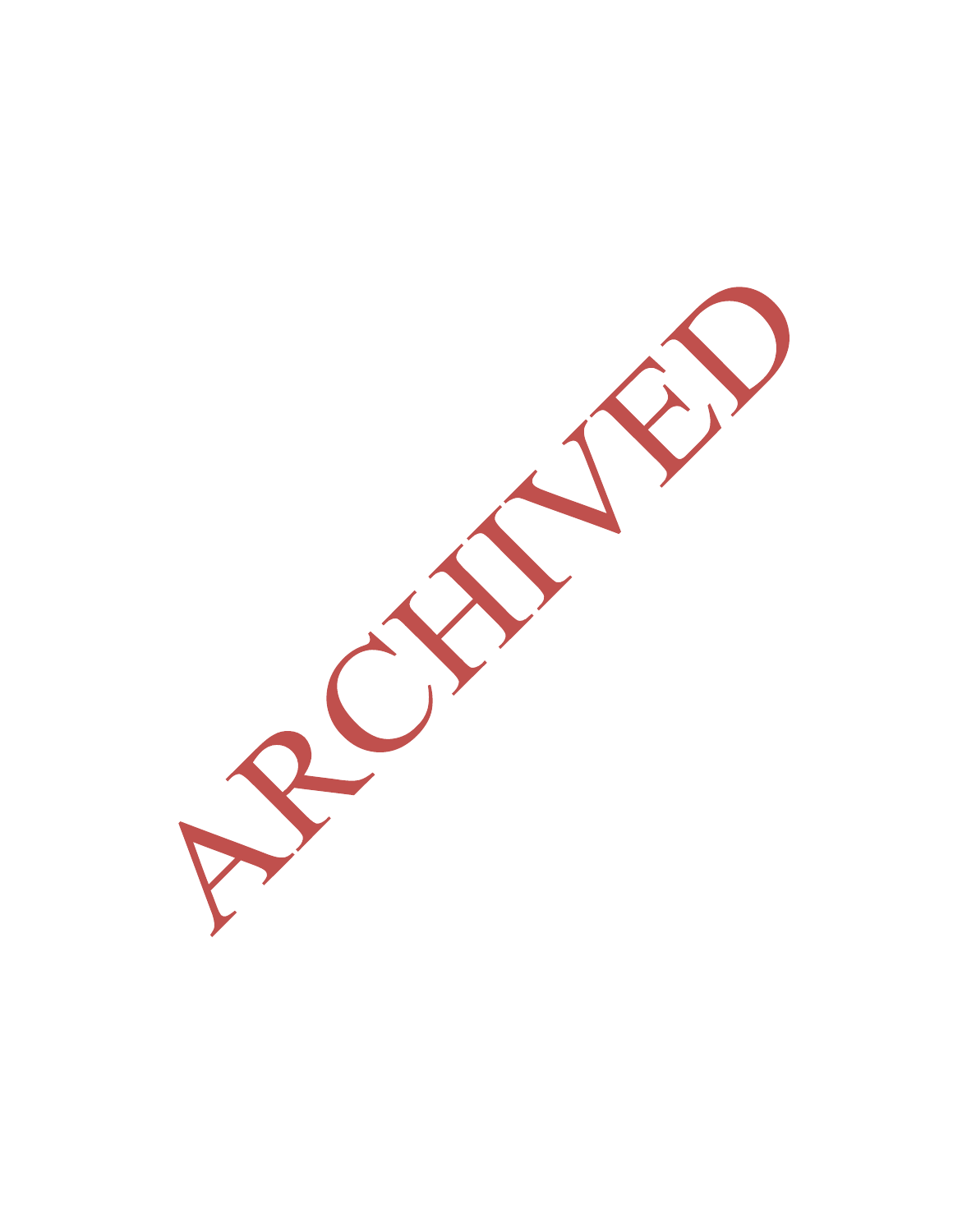ARCHIVED